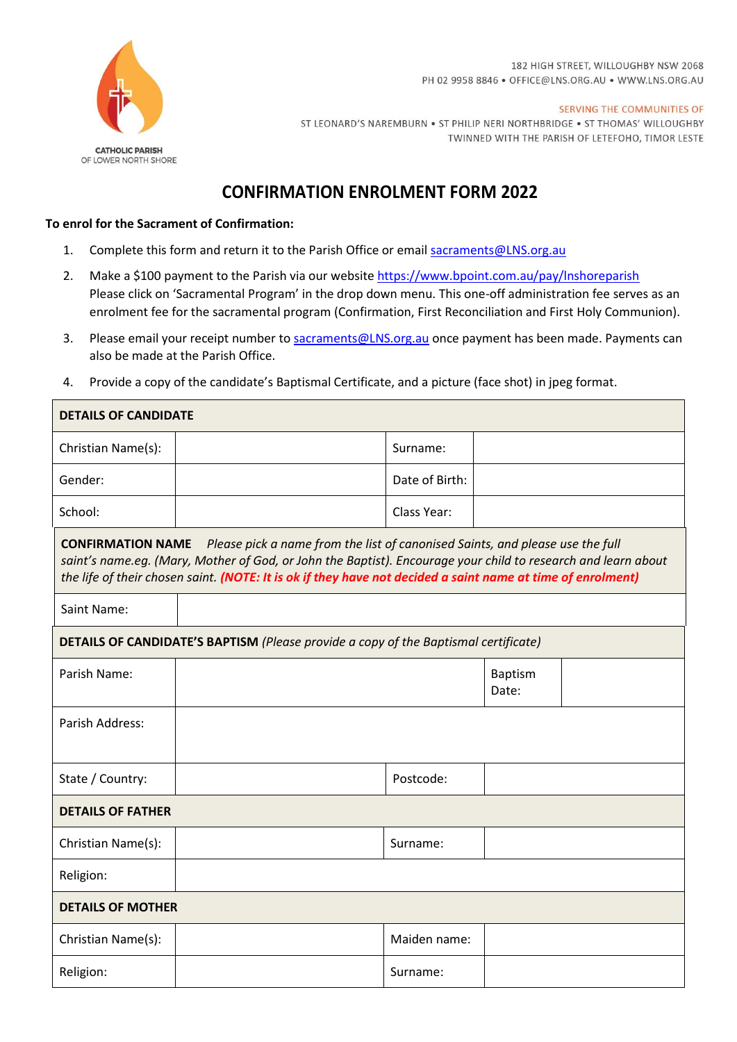CATHOLIC PARISH
OF LOWER NORTH SHORE

182 HIGH STREET, WILLOUGHBY NSW 2068
PH 02 9958 8846 • OFFICE@LNS.ORG.AU • WWW.LNS.ORG.AU

SERVING THE COMMUNITIES OF
ST LEONARD'S NAREMBURN • ST PHILIP NERI NORTHBRIDGE • ST THOMAS' WILLOUGHBY
TWINNED WITH THE PARISH OF LETEFOHO, TIMOR LESTE

# CONFIRMATION ENROLMENT FORM 2022

**To enrol for the Sacrament of Confirmation:**

1. Complete this form and return it to the Parish Office or email sacraments@LNS.org.au
2. Make a $100 payment to the Parish via our website https://www.bpoint.com.au/pay/lnshoreparish Please click on 'Sacramental Program' in the drop down menu. This one-off administration fee serves as an enrolment fee for the sacramental program (Confirmation, First Reconciliation and First Holy Communion).
3. Please email your receipt number to sacraments@LNS.org.au once payment has been made. Payments can also be made at the Parish Office.
4. Provide a copy of the candidate's Baptismal Certificate, and a picture (face shot) in jpeg format.

| **DETAILS OF CANDIDATE** | | | |
|---|---|---|---|
| Christian Name(s): | | Surname: | |
| Gender: | | Date of Birth: | |
| School: | | Class Year: | |

**CONFIRMATION NAME** *Please pick a name from the list of canonised Saints, and please use the full saint's name.eg. (Mary, Mother of God, or John the Baptist). Encourage your child to research and learn about the life of their chosen saint.* ***(NOTE: It is ok if they have not decided a saint name at time of enrolment)***

| Saint Name: | |
|---|---|

| **DETAILS OF CANDIDATE'S BAPTISM** *(Please provide a copy of the Baptismal certificate)* | | | |
|---|---|---|---|
| Parish Name: | | Baptism Date: | |
| Parish Address: | | | |
| State / Country: | | Postcode: | |

| **DETAILS OF FATHER** | | | |
|---|---|---|---|
| Christian Name(s): | | Surname: | |
| Religion: | | | |

| **DETAILS OF MOTHER** | | | |
|---|---|---|---|
| Christian Name(s): | | Maiden name: | |
| Religion: | | Surname: | |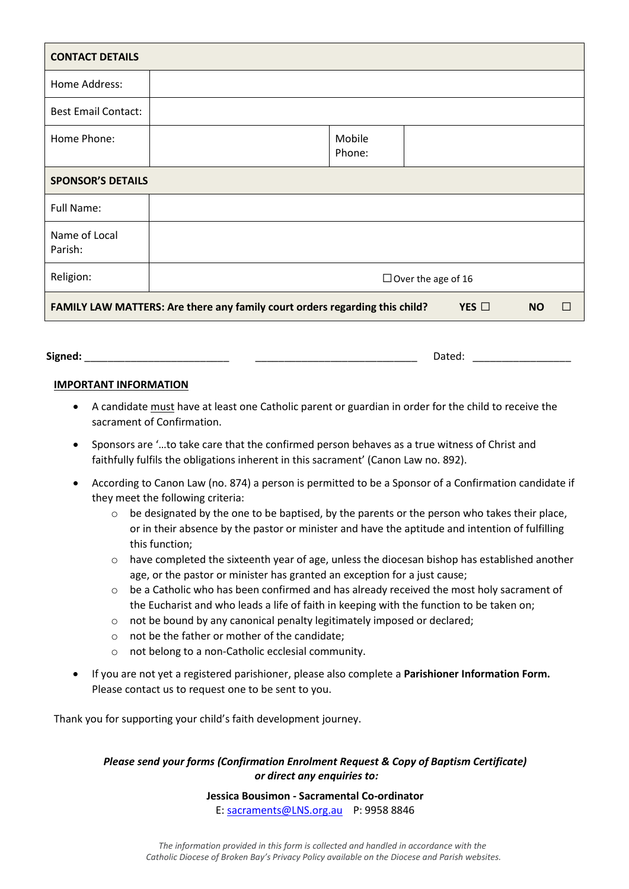| CONTACT DETAILS | | | |
|---|---|---|---|
| Home Address: | | | |
| Best Email Contact: | | | |
| Home Phone: | | Mobile Phone: | |
| **SPONSOR'S DETAILS** | | | |
| Full Name: | | | |
| Name of Local Parish: | | | |
| Religion: | ☐ Over the age of 16 | | |
| **FAMILY LAW MATTERS: Are there any family court orders regarding this child?** | **YES** ☐ | **NO** ☐ | |

**Signed:** ________________________ ____________________________ Dated: _________________

**IMPORTANT INFORMATION**

- A candidate must have at least one Catholic parent or guardian in order for the child to receive the sacrament of Confirmation.
- Sponsors are '…to take care that the confirmed person behaves as a true witness of Christ and faithfully fulfils the obligations inherent in this sacrament' (Canon Law no. 892).
- According to Canon Law (no. 874) a person is permitted to be a Sponsor of a Confirmation candidate if they meet the following criteria:
  - be designated by the one to be baptised, by the parents or the person who takes their place, or in their absence by the pastor or minister and have the aptitude and intention of fulfilling this function;
  - have completed the sixteenth year of age, unless the diocesan bishop has established another age, or the pastor or minister has granted an exception for a just cause;
  - be a Catholic who has been confirmed and has already received the most holy sacrament of the Eucharist and who leads a life of faith in keeping with the function to be taken on;
  - not be bound by any canonical penalty legitimately imposed or declared;
  - not be the father or mother of the candidate;
  - not belong to a non-Catholic ecclesial community.
- If you are not yet a registered parishioner, please also complete a **Parishioner Information Form.** Please contact us to request one to be sent to you.

Thank you for supporting your child's faith development journey.

***Please send your forms (Confirmation Enrolment Request & Copy of Baptism Certificate) or direct any enquiries to:***

**Jessica Bousimon - Sacramental Co-ordinator**
E: sacraments@LNS.org.au P: 9958 8846

*The information provided in this form is collected and handled in accordance with the Catholic Diocese of Broken Bay's Privacy Policy available on the Diocese and Parish websites.*